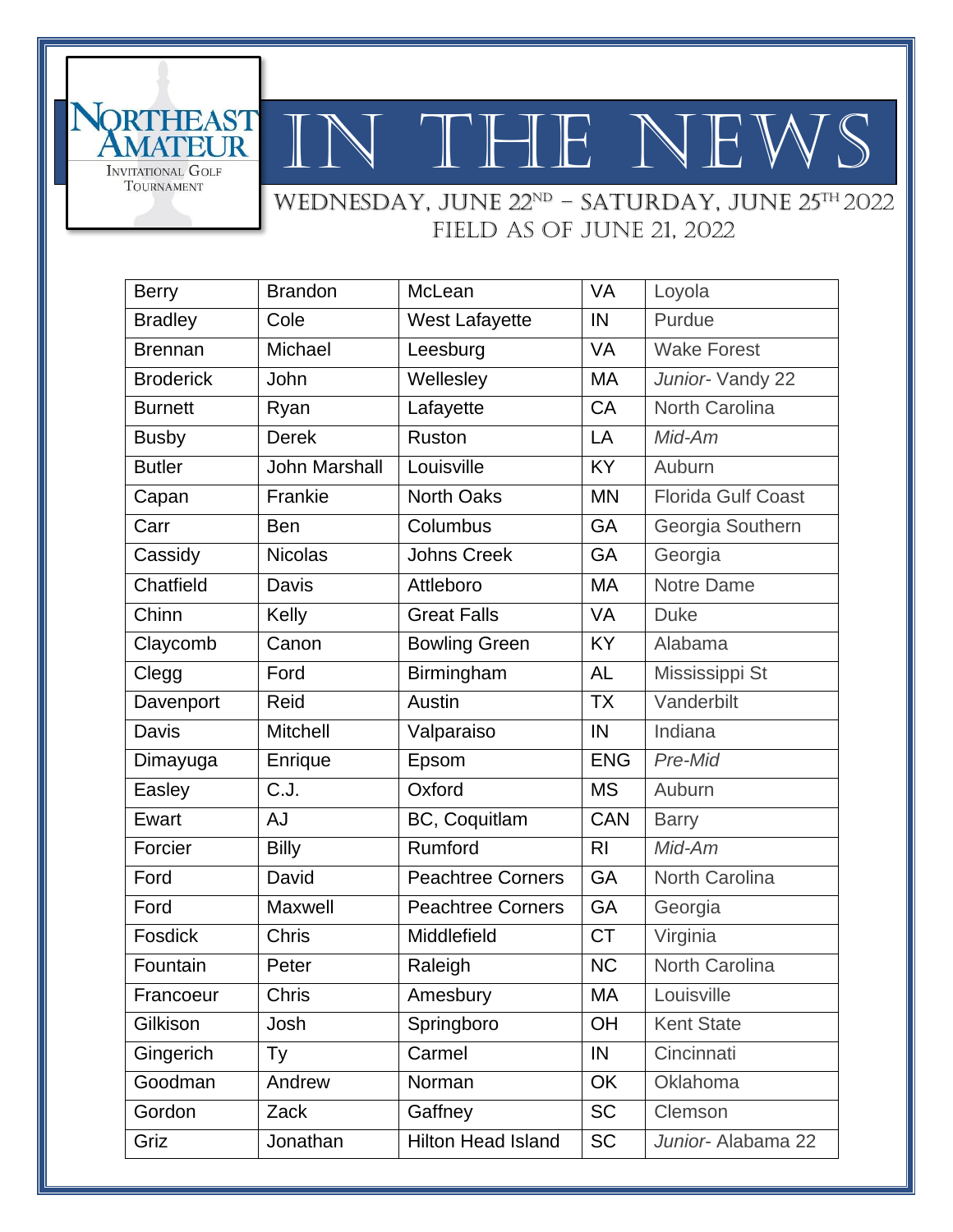Northeast Amateur Invitational Golf Tournament

# IN THE NEWS

## Wednesday, June 22nd – Saturday, June 25th 2022
### Field as of June 21, 2022

| | | | | |
|---|---|---|---|---|
| Berry | Brandon | McLean | VA | Loyola |
| Bradley | Cole | West Lafayette | IN | Purdue |
| Brennan | Michael | Leesburg | VA | Wake Forest |
| Broderick | John | Wellesley | MA | *Junior*- Vandy 22 |
| Burnett | Ryan | Lafayette | CA | North Carolina |
| Busby | Derek | Ruston | LA | *Mid-Am* |
| Butler | John Marshall | Louisville | KY | Auburn |
| Capan | Frankie | North Oaks | MN | Florida Gulf Coast |
| Carr | Ben | Columbus | GA | Georgia Southern |
| Cassidy | Nicolas | Johns Creek | GA | Georgia |
| Chatfield | Davis | Attleboro | MA | Notre Dame |
| Chinn | Kelly | Great Falls | VA | Duke |
| Claycomb | Canon | Bowling Green | KY | Alabama |
| Clegg | Ford | Birmingham | AL | Mississippi St |
| Davenport | Reid | Austin | TX | Vanderbilt |
| Davis | Mitchell | Valparaiso | IN | Indiana |
| Dimayuga | Enrique | Epsom | ENG | *Pre-Mid* |
| Easley | C.J. | Oxford | MS | Auburn |
| Ewart | AJ | BC, Coquitlam | CAN | Barry |
| Forcier | Billy | Rumford | RI | *Mid-Am* |
| Ford | David | Peachtree Corners | GA | North Carolina |
| Ford | Maxwell | Peachtree Corners | GA | Georgia |
| Fosdick | Chris | Middlefield | CT | Virginia |
| Fountain | Peter | Raleigh | NC | North Carolina |
| Francoeur | Chris | Amesbury | MA | Louisville |
| Gilkison | Josh | Springboro | OH | Kent State |
| Gingerich | Ty | Carmel | IN | Cincinnati |
| Goodman | Andrew | Norman | OK | Oklahoma |
| Gordon | Zack | Gaffney | SC | Clemson |
| Griz | Jonathan | Hilton Head Island | SC | *Junior*- Alabama 22 |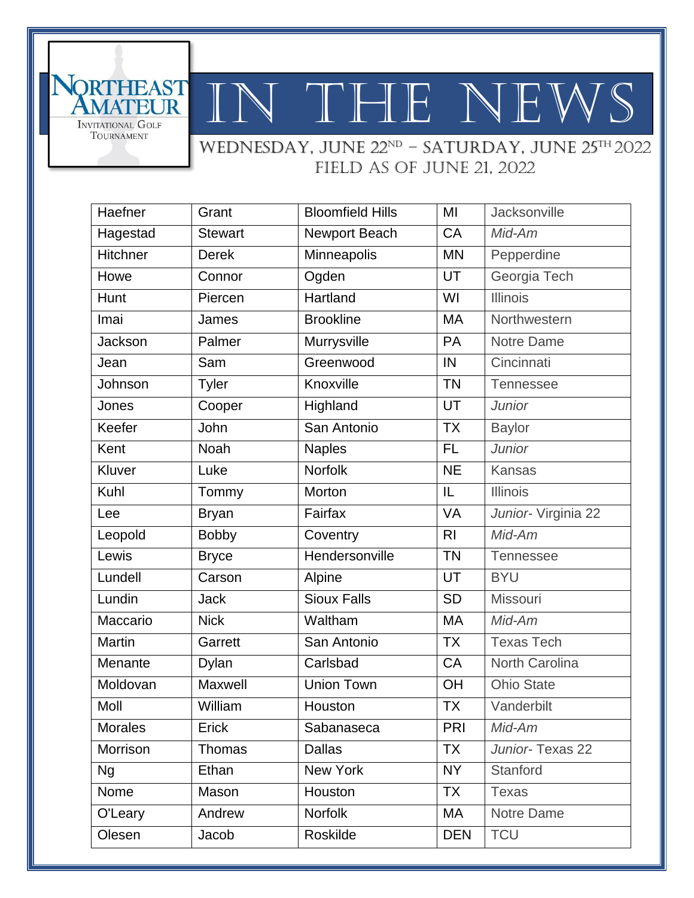# IN THE NEWS

Northeast Amateur Invitational Golf Tournament

WEDNESDAY, JUNE 22ND – SATURDAY, JUNE 25TH 2022
FIELD AS OF JUNE 21, 2022

| | | | | |
|---|---|---|---|---|
| Haefner | Grant | Bloomfield Hills | MI | Jacksonville |
| Hagestad | Stewart | Newport Beach | CA | *Mid-Am* |
| Hitchner | Derek | Minneapolis | MN | Pepperdine |
| Howe | Connor | Ogden | UT | Georgia Tech |
| Hunt | Piercen | Hartland | WI | Illinois |
| Imai | James | Brookline | MA | Northwestern |
| Jackson | Palmer | Murrysville | PA | Notre Dame |
| Jean | Sam | Greenwood | IN | Cincinnati |
| Johnson | Tyler | Knoxville | TN | Tennessee |
| Jones | Cooper | Highland | UT | *Junior* |
| Keefer | John | San Antonio | TX | Baylor |
| Kent | Noah | Naples | FL | *Junior* |
| Kluver | Luke | Norfolk | NE | Kansas |
| Kuhl | Tommy | Morton | IL | Illinois |
| Lee | Bryan | Fairfax | VA | *Junior*- Virginia 22 |
| Leopold | Bobby | Coventry | RI | *Mid-Am* |
| Lewis | Bryce | Hendersonville | TN | Tennessee |
| Lundell | Carson | Alpine | UT | BYU |
| Lundin | Jack | Sioux Falls | SD | Missouri |
| Maccario | Nick | Waltham | MA | *Mid-Am* |
| Martin | Garrett | San Antonio | TX | Texas Tech |
| Menante | Dylan | Carlsbad | CA | North Carolina |
| Moldovan | Maxwell | Union Town | OH | Ohio State |
| Moll | William | Houston | TX | Vanderbilt |
| Morales | Erick | Sabanaseca | PRI | *Mid-Am* |
| Morrison | Thomas | Dallas | TX | *Junior*- Texas 22 |
| Ng | Ethan | New York | NY | Stanford |
| Nome | Mason | Houston | TX | Texas |
| O'Leary | Andrew | Norfolk | MA | Notre Dame |
| Olesen | Jacob | Roskilde | DEN | TCU |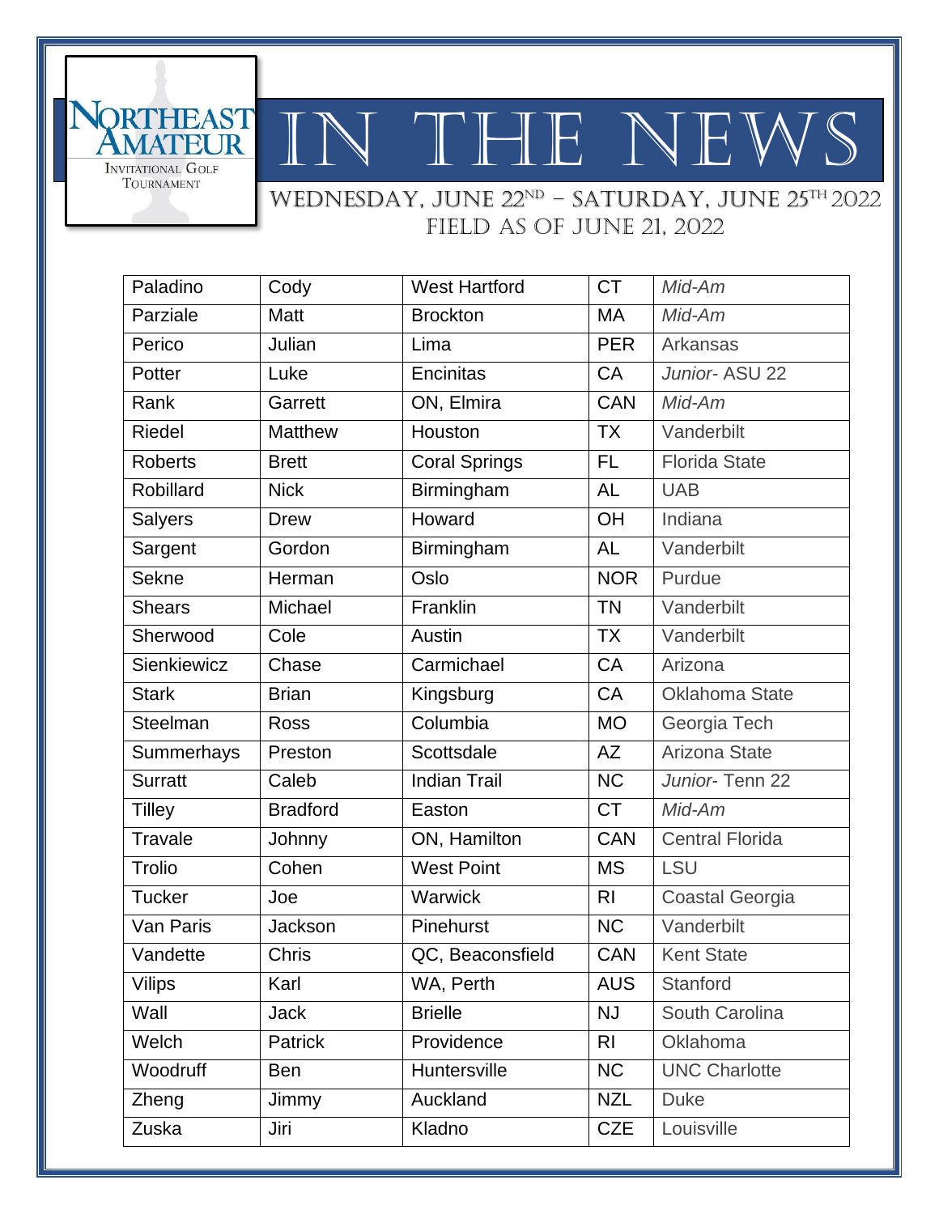Northeast Amateur Invitational Golf Tournament

# In the News

## Wednesday, June 22nd – Saturday, June 25th 2022
## Field as of June 21, 2022

| | | | | |
|---|---|---|---|---|
| Paladino | Cody | West Hartford | CT | *Mid-Am* |
| Parziale | Matt | Brockton | MA | *Mid-Am* |
| Perico | Julian | Lima | PER | Arkansas |
| Potter | Luke | Encinitas | CA | *Junior*- ASU 22 |
| Rank | Garrett | ON, Elmira | CAN | *Mid-Am* |
| Riedel | Matthew | Houston | TX | Vanderbilt |
| Roberts | Brett | Coral Springs | FL | Florida State |
| Robillard | Nick | Birmingham | AL | UAB |
| Salyers | Drew | Howard | OH | Indiana |
| Sargent | Gordon | Birmingham | AL | Vanderbilt |
| Sekne | Herman | Oslo | NOR | Purdue |
| Shears | Michael | Franklin | TN | Vanderbilt |
| Sherwood | Cole | Austin | TX | Vanderbilt |
| Sienkiewicz | Chase | Carmichael | CA | Arizona |
| Stark | Brian | Kingsburg | CA | Oklahoma State |
| Steelman | Ross | Columbia | MO | Georgia Tech |
| Summerhays | Preston | Scottsdale | AZ | Arizona State |
| Surratt | Caleb | Indian Trail | NC | *Junior*- Tenn 22 |
| Tilley | Bradford | Easton | CT | *Mid-Am* |
| Travale | Johnny | ON, Hamilton | CAN | Central Florida |
| Trolio | Cohen | West Point | MS | LSU |
| Tucker | Joe | Warwick | RI | Coastal Georgia |
| Van Paris | Jackson | Pinehurst | NC | Vanderbilt |
| Vandette | Chris | QC, Beaconsfield | CAN | Kent State |
| Vilips | Karl | WA, Perth | AUS | Stanford |
| Wall | Jack | Brielle | NJ | South Carolina |
| Welch | Patrick | Providence | RI | Oklahoma |
| Woodruff | Ben | Huntersville | NC | UNC Charlotte |
| Zheng | Jimmy | Auckland | NZL | Duke |
| Zuska | Jiri | Kladno | CZE | Louisville |